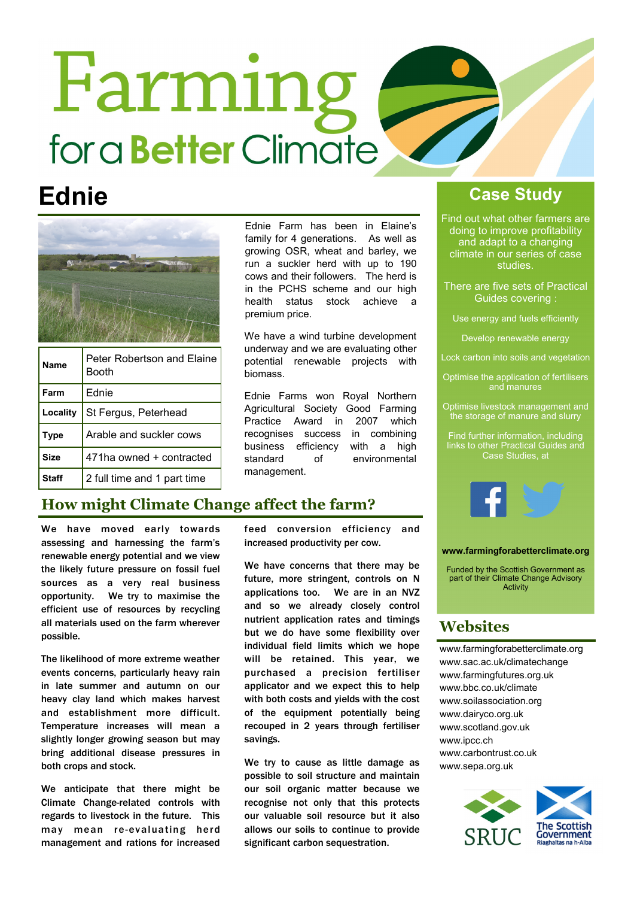# Farming for a Better Climate

# Ednie

| Name | Peter Robertson and Elaine Booth |
|---|---|
| Farm | Ednie |
| Locality | St Fergus, Peterhead |
| Type | Arable and suckler cows |
| Size | 471ha owned + contracted |
| Staff | 2 full time and 1 part time |

Ednie Farm has been in Elaine's family for 4 generations. As well as growing OSR, wheat and barley, we run a suckler herd with up to 190 cows and their followers. The herd is in the PCHS scheme and our high health status stock achieve a premium price.

We have a wind turbine development underway and we are evaluating other potential renewable projects with biomass.

Ednie Farms won Royal Northern Agricultural Society Good Farming Practice Award in 2007 which recognises success in combining business efficiency with a high standard of environmental management.

## How might Climate Change affect the farm?

**We have moved early towards assessing and harnessing the farm's renewable energy potential and we view the likely future pressure on fossil fuel sources as a very real business opportunity. We try to maximise the efficient use of resources by recycling all materials used on the farm wherever possible.**

**The likelihood of more extreme weather events concerns, particularly heavy rain in late summer and autumn on our heavy clay land which makes harvest and establishment more difficult. Temperature increases will mean a slightly longer growing season but may bring additional disease pressures in both crops and stock.**

**We anticipate that there might be Climate Change-related controls with regards to livestock in the future. This may mean re-evaluating herd management and rations for increased feed conversion efficiency and increased productivity per cow.**

**We have concerns that there may be future, more stringent, controls on N applications too. We are in an NVZ and so we already closely control nutrient application rates and timings but we do have some flexibility over individual field limits which we hope will be retained. This year, we purchased a precision fertiliser applicator and we expect this to help with both costs and yields with the cost of the equipment potentially being recouped in 2 years through fertiliser savings.**

**We try to cause as little damage as possible to soil structure and maintain our soil organic matter because we recognise not only that this protects our valuable soil resource but it also allows our soils to continue to provide significant carbon sequestration.**

## Case Study

Find out what other farmers are doing to improve profitability and adapt to a changing climate in our series of case studies.

There are five sets of Practical Guides covering :

Use energy and fuels efficiently

Develop renewable energy

Lock carbon into soils and vegetation

Optimise the application of fertilisers and manures

Optimise livestock management and the storage of manure and slurry

Find further information, including links to other Practical Guides and Case Studies, at

**www.farmingforabetterclimate.org**

Funded by the Scottish Government as part of their Climate Change Advisory Activity

## Websites

www.farmingforabetterclimate.org
www.sac.ac.uk/climatechange
www.farmingfutures.org.uk
www.bbc.co.uk/climate
www.soilassociation.org
www.dairyco.org.uk
www.scotland.gov.uk
www.ipcc.ch
www.carbontrust.co.uk
www.sepa.org.uk

SRUC

The Scottish Government
Riaghaltas na h-Alba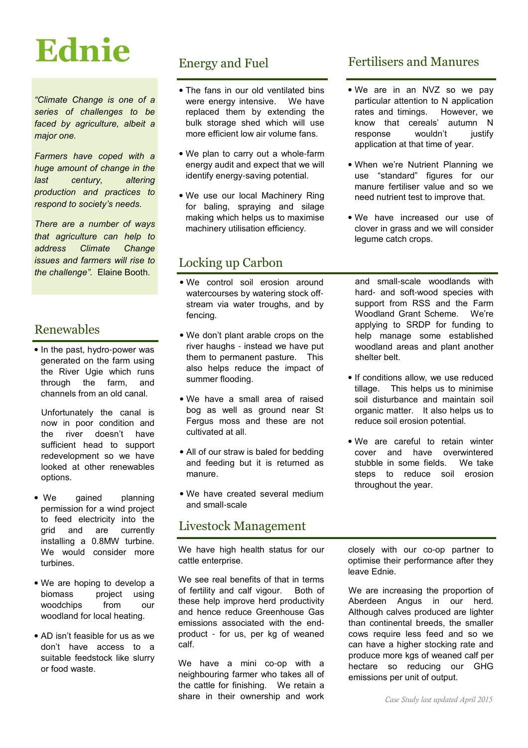# Ednie

*"Climate Change is one of a series of challenges to be faced by agriculture, albeit a major one.*

*Farmers have coped with a huge amount of change in the last century, altering production and practices to respond to society's needs.*

*There are a number of ways that agriculture can help to address Climate Change issues and farmers will rise to the challenge".* Elaine Booth.

## Renewables

- In the past, hydro-power was generated on the farm using the River Ugie which runs through the farm, and channels from an old canal.

  Unfortunately the canal is now in poor condition and the river doesn't have sufficient head to support redevelopment so we have looked at other renewables options.

- We gained planning permission for a wind project to feed electricity into the grid and are currently installing a 0.8MW turbine. We would consider more turbines.

- We are hoping to develop a biomass project using woodchips from our woodland for local heating.

- AD isn't feasible for us as we don't have access to a suitable feedstock like slurry or food waste.

## Energy and Fuel

- The fans in our old ventilated bins were energy intensive. We have replaced them by extending the bulk storage shed which will use more efficient low air volume fans.

- We plan to carry out a whole-farm energy audit and expect that we will identify energy-saving potential.

- We use our local Machinery Ring for baling, spraying and silage making which helps us to maximise machinery utilisation efficiency.

## Fertilisers and Manures

- We are in an NVZ so we pay particular attention to N application rates and timings. However, we know that cereals' autumn N response wouldn't justify application at that time of year.

- When we're Nutrient Planning we use "standard" figures for our manure fertiliser value and so we need nutrient test to improve that.

- We have increased our use of clover in grass and we will consider legume catch crops.

## Locking up Carbon

- We control soil erosion around watercourses by watering stock off-stream via water troughs, and by fencing.

- We don't plant arable crops on the river haughs - instead we have put them to permanent pasture. This also helps reduce the impact of summer flooding.

- We have a small area of raised bog as well as ground near St Fergus moss and these are not cultivated at all.

- All of our straw is baled for bedding and feeding but it is returned as manure.

- We have created several medium and small-scale woodlands with hard- and soft-wood species with support from RSS and the Farm Woodland Grant Scheme. We're applying to SRDP for funding to help manage some established woodland areas and plant another shelter belt.

- If conditions allow, we use reduced tillage. This helps us to minimise soil disturbance and maintain soil organic matter. It also helps us to reduce soil erosion potential.

- We are careful to retain winter cover and have overwintered stubble in some fields. We take steps to reduce soil erosion throughout the year.

## Livestock Management

We have high health status for our cattle enterprise.

We see real benefits of that in terms of fertility and calf vigour. Both of these help improve herd productivity and hence reduce Greenhouse Gas emissions associated with the end-product - for us, per kg of weaned calf.

We have a mini co-op with a neighbouring farmer who takes all of the cattle for finishing. We retain a share in their ownership and work closely with our co-op partner to optimise their performance after they leave Ednie.

We are increasing the proportion of Aberdeen Angus in our herd. Although calves produced are lighter than continental breeds, the smaller cows require less feed and so we can have a higher stocking rate and produce more kgs of weaned calf per hectare so reducing our GHG emissions per unit of output.

*Case Study last updated April 2015*